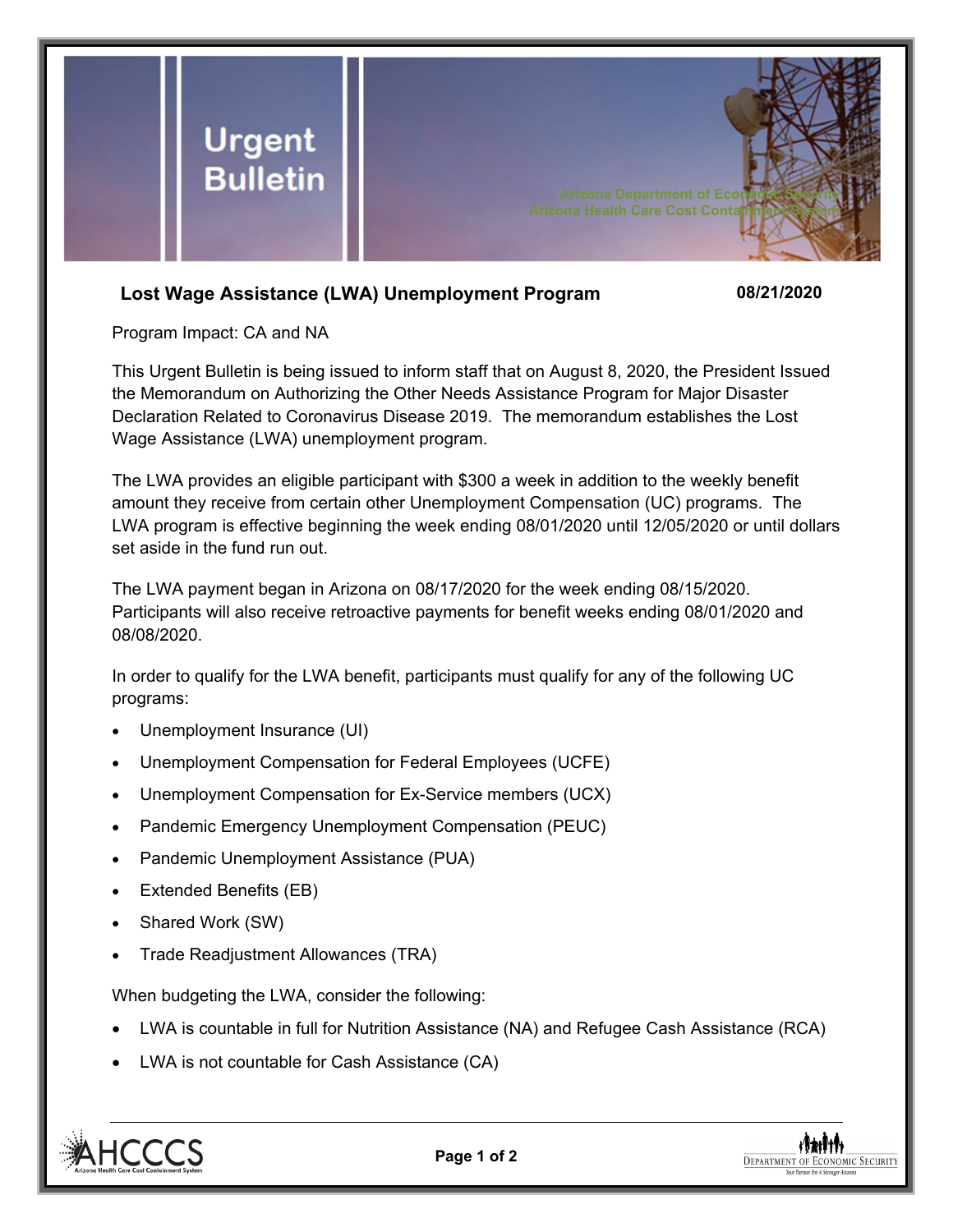# Urgent Bulletin

Arizona Department of Economic Security
Arizona Health Care Cost Containment System

## Lost Wage Assistance (LWA) Unemployment Program

**08/21/2020**

Program Impact: CA and NA

This Urgent Bulletin is being issued to inform staff that on August 8, 2020, the President Issued the Memorandum on Authorizing the Other Needs Assistance Program for Major Disaster Declaration Related to Coronavirus Disease 2019. The memorandum establishes the Lost Wage Assistance (LWA) unemployment program.

The LWA provides an eligible participant with $300 a week in addition to the weekly benefit amount they receive from certain other Unemployment Compensation (UC) programs. The LWA program is effective beginning the week ending 08/01/2020 until 12/05/2020 or until dollars set aside in the fund run out.

The LWA payment began in Arizona on 08/17/2020 for the week ending 08/15/2020. Participants will also receive retroactive payments for benefit weeks ending 08/01/2020 and 08/08/2020.

In order to qualify for the LWA benefit, participants must qualify for any of the following UC programs:

- Unemployment Insurance (UI)
- Unemployment Compensation for Federal Employees (UCFE)
- Unemployment Compensation for Ex-Service members (UCX)
- Pandemic Emergency Unemployment Compensation (PEUC)
- Pandemic Unemployment Assistance (PUA)
- Extended Benefits (EB)
- Shared Work (SW)
- Trade Readjustment Allowances (TRA)

When budgeting the LWA, consider the following:

- LWA is countable in full for Nutrition Assistance (NA) and Refugee Cash Assistance (RCA)
- LWA is not countable for Cash Assistance (CA)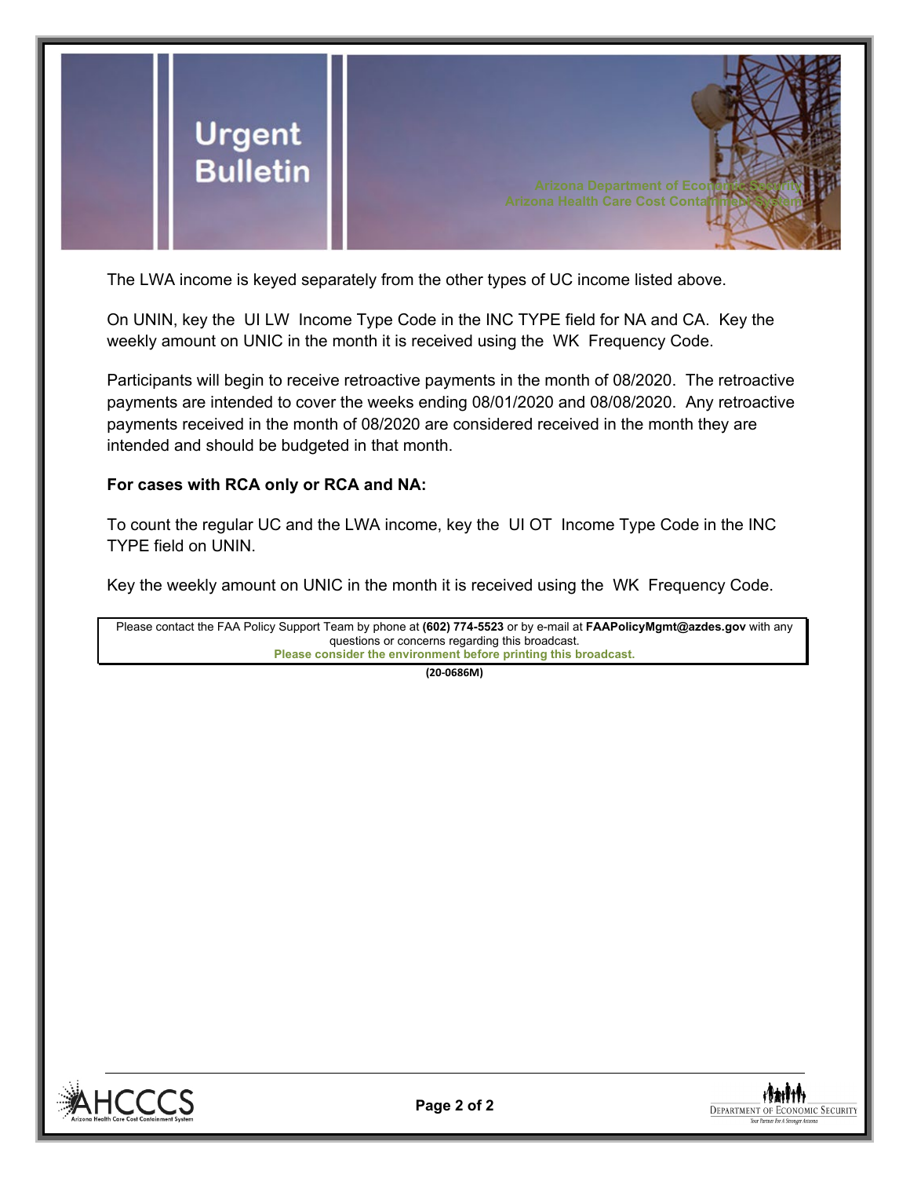# Urgent Bulletin

Arizona Department of Economic Security
Arizona Health Care Cost Containment System

The LWA income is keyed separately from the other types of UC income listed above.

On UNIN, key the UI LW Income Type Code in the INC TYPE field for NA and CA. Key the weekly amount on UNIC in the month it is received using the WK Frequency Code.

Participants will begin to receive retroactive payments in the month of 08/2020. The retroactive payments are intended to cover the weeks ending 08/01/2020 and 08/08/2020. Any retroactive payments received in the month of 08/2020 are considered received in the month they are intended and should be budgeted in that month.

**For cases with RCA only or RCA and NA:**

To count the regular UC and the LWA income, key the UI OT Income Type Code in the INC TYPE field on UNIN.

Key the weekly amount on UNIC in the month it is received using the WK Frequency Code.

Please contact the FAA Policy Support Team by phone at **(602) 774-5523** or by e-mail at **FAAPolicyMgmt@azdes.gov** with any questions or concerns regarding this broadcast.
**Please consider the environment before printing this broadcast.**

**(20-0686M)**

AHCCCS Arizona Health Care Cost Containment System

Department of Economic Security
Your Partner For A Stronger Arizona